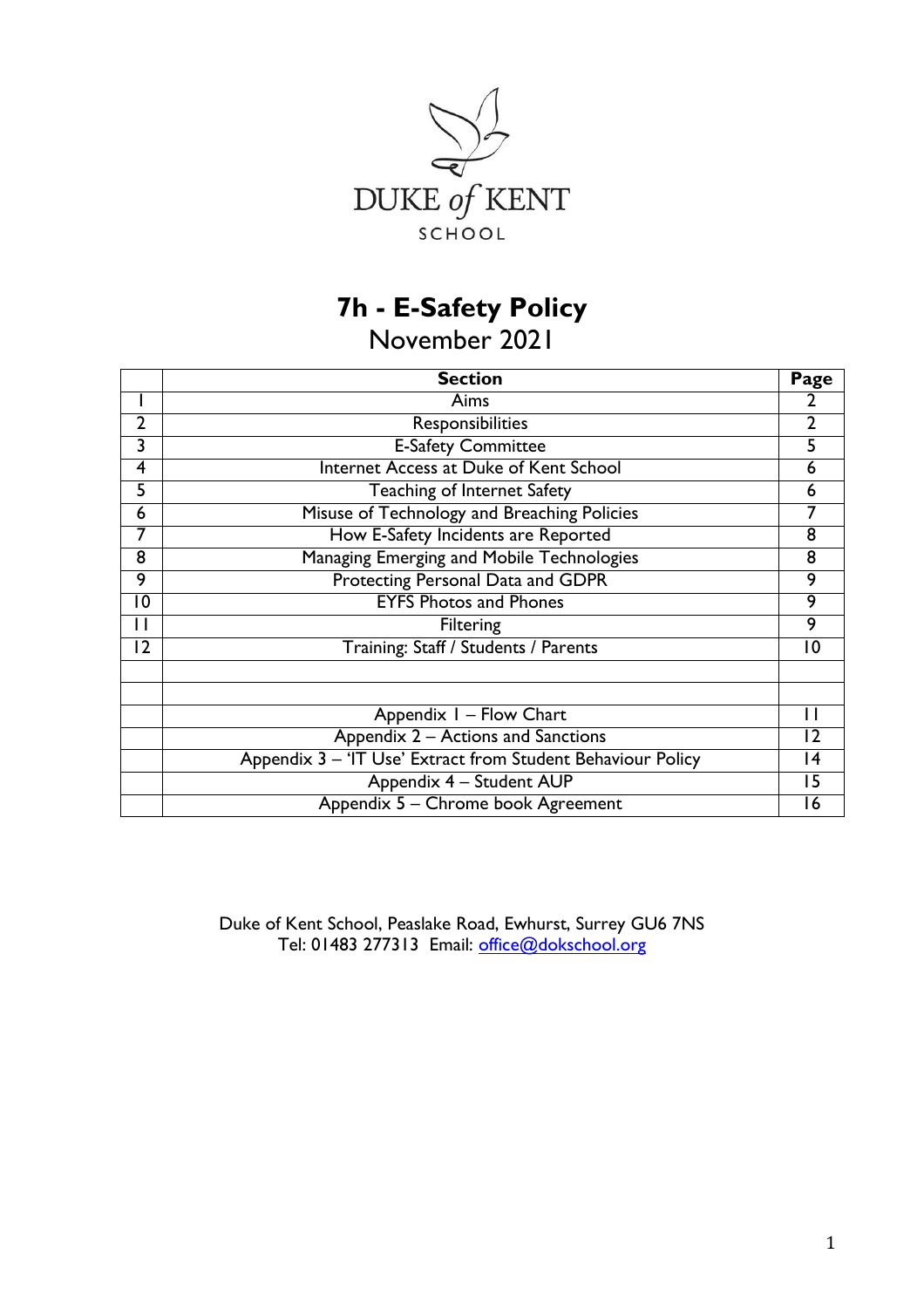DUKE *of* KENT

SCHOOL

# 7h - E-Safety Policy

November 2021

| | Section | Page |
|---|---|---|
| 1 | Aims | 2 |
| 2 | Responsibilities | 2 |
| 3 | E-Safety Committee | 5 |
| 4 | Internet Access at Duke of Kent School | 6 |
| 5 | Teaching of Internet Safety | 6 |
| 6 | Misuse of Technology and Breaching Policies | 7 |
| 7 | How E-Safety Incidents are Reported | 8 |
| 8 | Managing Emerging and Mobile Technologies | 8 |
| 9 | Protecting Personal Data and GDPR | 9 |
| 10 | EYFS Photos and Phones | 9 |
| 11 | Filtering | 9 |
| 12 | Training: Staff / Students / Parents | 10 |
| | | |
| | | |
| | Appendix 1 – Flow Chart | 11 |
| | Appendix 2 – Actions and Sanctions | 12 |
| | Appendix 3 – 'IT Use' Extract from Student Behaviour Policy | 14 |
| | Appendix 4 – Student AUP | 15 |
| | Appendix 5 – Chrome book Agreement | 16 |

Duke of Kent School, Peaslake Road, Ewhurst, Surrey GU6 7NS
Tel: 01483 277313 Email: office@dokschool.org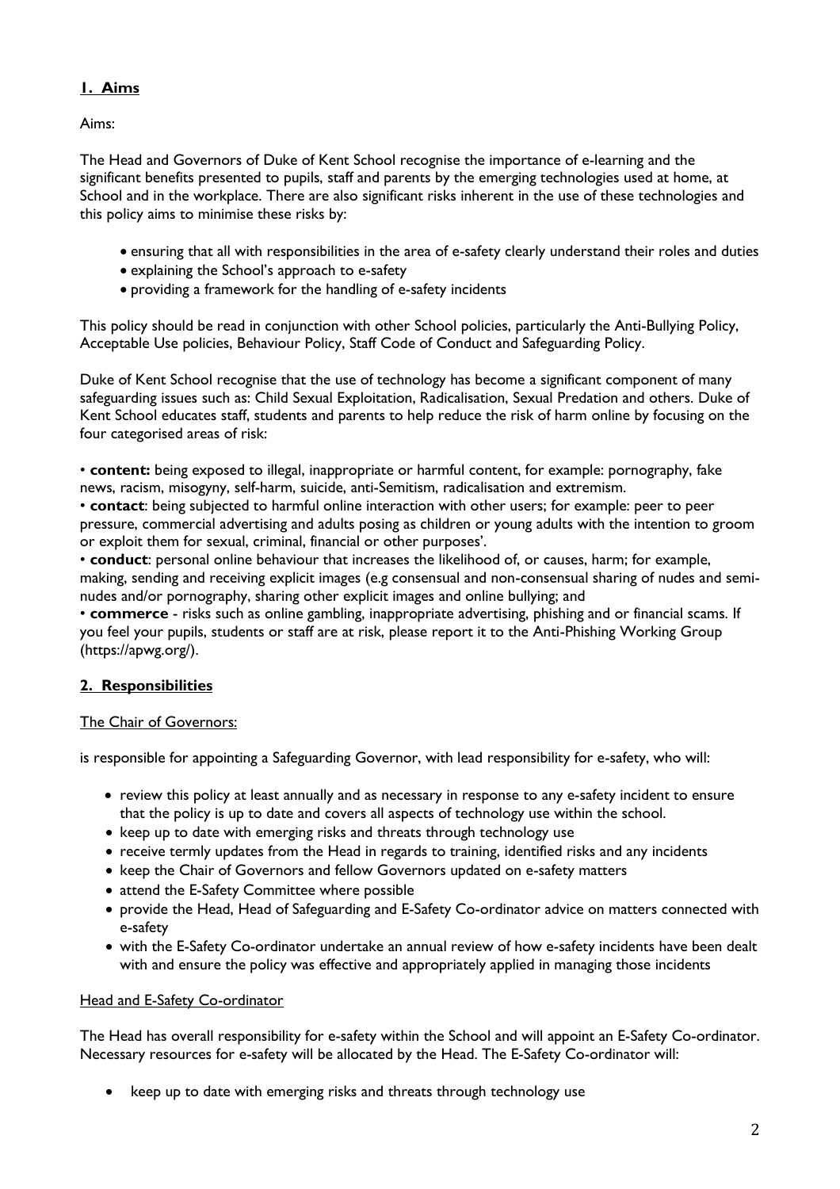## **1. Aims**

Aims:

The Head and Governors of Duke of Kent School recognise the importance of e-learning and the significant benefits presented to pupils, staff and parents by the emerging technologies used at home, at School and in the workplace. There are also significant risks inherent in the use of these technologies and this policy aims to minimise these risks by:

- ensuring that all with responsibilities in the area of e-safety clearly understand their roles and duties
- explaining the School's approach to e-safety
- providing a framework for the handling of e-safety incidents

This policy should be read in conjunction with other School policies, particularly the Anti-Bullying Policy, Acceptable Use policies, Behaviour Policy, Staff Code of Conduct and Safeguarding Policy.

Duke of Kent School recognise that the use of technology has become a significant component of many safeguarding issues such as: Child Sexual Exploitation, Radicalisation, Sexual Predation and others. Duke of Kent School educates staff, students and parents to help reduce the risk of harm online by focusing on the four categorised areas of risk:

• **content:** being exposed to illegal, inappropriate or harmful content, for example: pornography, fake news, racism, misogyny, self-harm, suicide, anti-Semitism, radicalisation and extremism.
• **contact**: being subjected to harmful online interaction with other users; for example: peer to peer pressure, commercial advertising and adults posing as children or young adults with the intention to groom or exploit them for sexual, criminal, financial or other purposes'.
• **conduct**: personal online behaviour that increases the likelihood of, or causes, harm; for example, making, sending and receiving explicit images (e.g consensual and non-consensual sharing of nudes and semi-nudes and/or pornography, sharing other explicit images and online bullying; and
• **commerce** - risks such as online gambling, inappropriate advertising, phishing and or financial scams. If you feel your pupils, students or staff are at risk, please report it to the Anti-Phishing Working Group (https://apwg.org/).

## **2. Responsibilities**

The Chair of Governors:

is responsible for appointing a Safeguarding Governor, with lead responsibility for e-safety, who will:

- review this policy at least annually and as necessary in response to any e-safety incident to ensure that the policy is up to date and covers all aspects of technology use within the school.
- keep up to date with emerging risks and threats through technology use
- receive termly updates from the Head in regards to training, identified risks and any incidents
- keep the Chair of Governors and fellow Governors updated on e-safety matters
- attend the E-Safety Committee where possible
- provide the Head, Head of Safeguarding and E-Safety Co-ordinator advice on matters connected with e-safety
- with the E-Safety Co-ordinator undertake an annual review of how e-safety incidents have been dealt with and ensure the policy was effective and appropriately applied in managing those incidents

Head and E-Safety Co-ordinator

The Head has overall responsibility for e-safety within the School and will appoint an E-Safety Co-ordinator. Necessary resources for e-safety will be allocated by the Head. The E-Safety Co-ordinator will:

- keep up to date with emerging risks and threats through technology use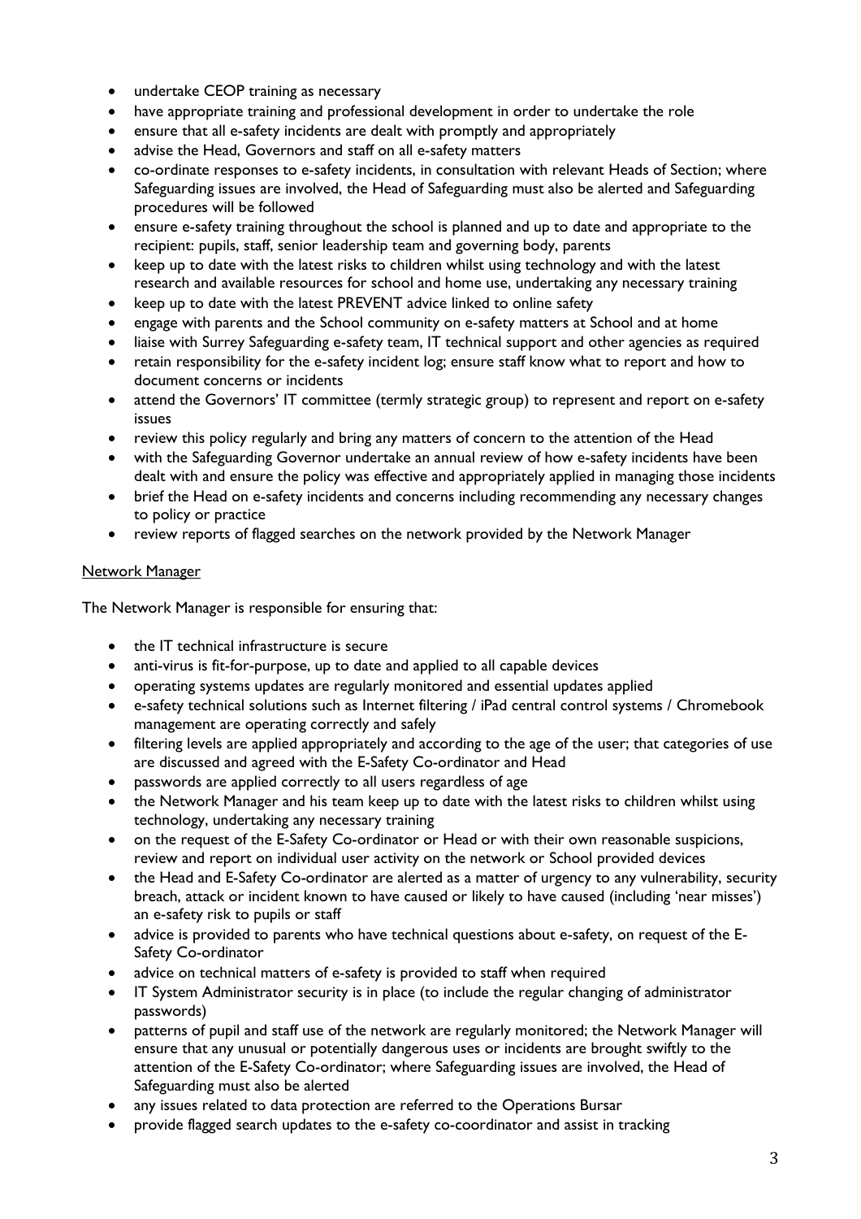- undertake CEOP training as necessary
- have appropriate training and professional development in order to undertake the role
- ensure that all e-safety incidents are dealt with promptly and appropriately
- advise the Head, Governors and staff on all e-safety matters
- co-ordinate responses to e-safety incidents, in consultation with relevant Heads of Section; where Safeguarding issues are involved, the Head of Safeguarding must also be alerted and Safeguarding procedures will be followed
- ensure e-safety training throughout the school is planned and up to date and appropriate to the recipient: pupils, staff, senior leadership team and governing body, parents
- keep up to date with the latest risks to children whilst using technology and with the latest research and available resources for school and home use, undertaking any necessary training
- keep up to date with the latest PREVENT advice linked to online safety
- engage with parents and the School community on e-safety matters at School and at home
- liaise with Surrey Safeguarding e-safety team, IT technical support and other agencies as required
- retain responsibility for the e-safety incident log; ensure staff know what to report and how to document concerns or incidents
- attend the Governors' IT committee (termly strategic group) to represent and report on e-safety issues
- review this policy regularly and bring any matters of concern to the attention of the Head
- with the Safeguarding Governor undertake an annual review of how e-safety incidents have been dealt with and ensure the policy was effective and appropriately applied in managing those incidents
- brief the Head on e-safety incidents and concerns including recommending any necessary changes to policy or practice
- review reports of flagged searches on the network provided by the Network Manager

<u>Network Manager</u>

The Network Manager is responsible for ensuring that:

- the IT technical infrastructure is secure
- anti-virus is fit-for-purpose, up to date and applied to all capable devices
- operating systems updates are regularly monitored and essential updates applied
- e-safety technical solutions such as Internet filtering / iPad central control systems / Chromebook management are operating correctly and safely
- filtering levels are applied appropriately and according to the age of the user; that categories of use are discussed and agreed with the E-Safety Co-ordinator and Head
- passwords are applied correctly to all users regardless of age
- the Network Manager and his team keep up to date with the latest risks to children whilst using technology, undertaking any necessary training
- on the request of the E-Safety Co-ordinator or Head or with their own reasonable suspicions, review and report on individual user activity on the network or School provided devices
- the Head and E-Safety Co-ordinator are alerted as a matter of urgency to any vulnerability, security breach, attack or incident known to have caused or likely to have caused (including 'near misses') an e-safety risk to pupils or staff
- advice is provided to parents who have technical questions about e-safety, on request of the E-Safety Co-ordinator
- advice on technical matters of e-safety is provided to staff when required
- IT System Administrator security is in place (to include the regular changing of administrator passwords)
- patterns of pupil and staff use of the network are regularly monitored; the Network Manager will ensure that any unusual or potentially dangerous uses or incidents are brought swiftly to the attention of the E-Safety Co-ordinator; where Safeguarding issues are involved, the Head of Safeguarding must also be alerted
- any issues related to data protection are referred to the Operations Bursar
- provide flagged search updates to the e-safety co-coordinator and assist in tracking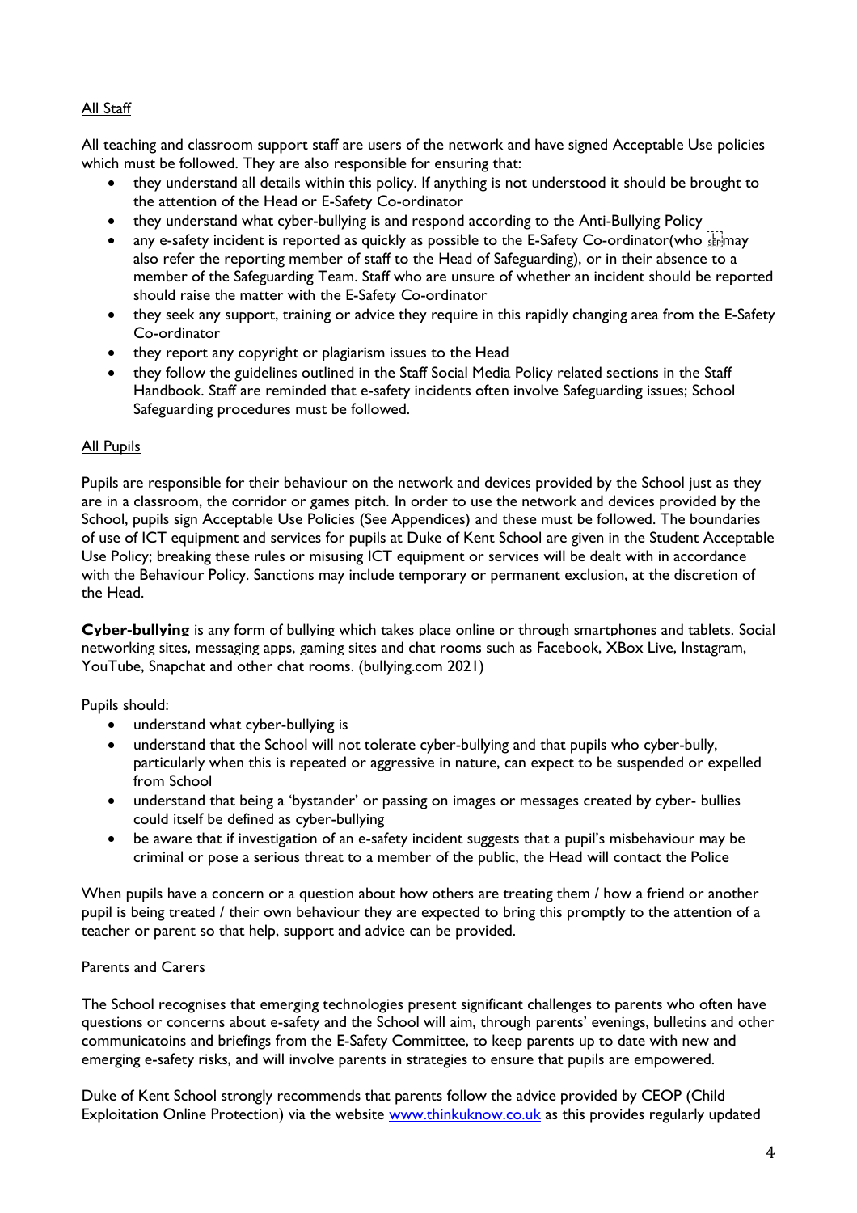<u>All Staff</u>

All teaching and classroom support staff are users of the network and have signed Acceptable Use policies which must be followed. They are also responsible for ensuring that:

- they understand all details within this policy. If anything is not understood it should be brought to the attention of the Head or E-Safety Co-ordinator
- they understand what cyber-bullying is and respond according to the Anti-Bullying Policy
- any e-safety incident is reported as quickly as possible to the E-Safety Co-ordinator(who may also refer the reporting member of staff to the Head of Safeguarding), or in their absence to a member of the Safeguarding Team. Staff who are unsure of whether an incident should be reported should raise the matter with the E-Safety Co-ordinator
- they seek any support, training or advice they require in this rapidly changing area from the E-Safety Co-ordinator
- they report any copyright or plagiarism issues to the Head
- they follow the guidelines outlined in the Staff Social Media Policy related sections in the Staff Handbook. Staff are reminded that e-safety incidents often involve Safeguarding issues; School Safeguarding procedures must be followed.

<u>All Pupils</u>

Pupils are responsible for their behaviour on the network and devices provided by the School just as they are in a classroom, the corridor or games pitch. In order to use the network and devices provided by the School, pupils sign Acceptable Use Policies (See Appendices) and these must be followed. The boundaries of use of ICT equipment and services for pupils at Duke of Kent School are given in the Student Acceptable Use Policy; breaking these rules or misusing ICT equipment or services will be dealt with in accordance with the Behaviour Policy. Sanctions may include temporary or permanent exclusion, at the discretion of the Head.

**Cyber-bullying** is any form of bullying which takes place online or through smartphones and tablets. Social networking sites, messaging apps, gaming sites and chat rooms such as Facebook, XBox Live, Instagram, YouTube, Snapchat and other chat rooms. (bullying.com 2021)

Pupils should:

- understand what cyber-bullying is
- understand that the School will not tolerate cyber-bullying and that pupils who cyber-bully, particularly when this is repeated or aggressive in nature, can expect to be suspended or expelled from School
- understand that being a 'bystander' or passing on images or messages created by cyber- bullies could itself be defined as cyber-bullying
- be aware that if investigation of an e-safety incident suggests that a pupil's misbehaviour may be criminal or pose a serious threat to a member of the public, the Head will contact the Police

When pupils have a concern or a question about how others are treating them / how a friend or another pupil is being treated / their own behaviour they are expected to bring this promptly to the attention of a teacher or parent so that help, support and advice can be provided.

<u>Parents and Carers</u>

The School recognises that emerging technologies present significant challenges to parents who often have questions or concerns about e-safety and the School will aim, through parents' evenings, bulletins and other communicatoins and briefings from the E-Safety Committee, to keep parents up to date with new and emerging e-safety risks, and will involve parents in strategies to ensure that pupils are empowered.

Duke of Kent School strongly recommends that parents follow the advice provided by CEOP (Child Exploitation Online Protection) via the website [www.thinkuknow.co.uk](http://www.thinkuknow.co.uk) as this provides regularly updated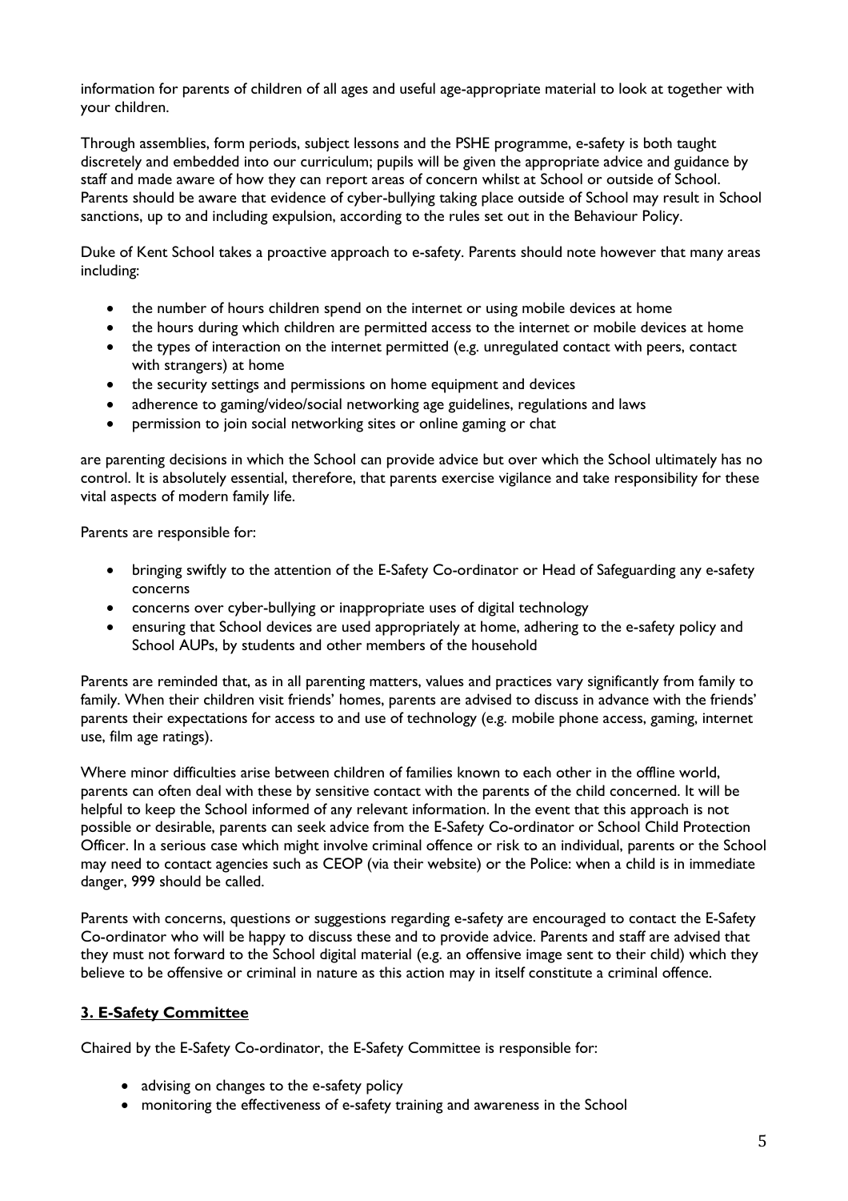information for parents of children of all ages and useful age-appropriate material to look at together with your children.

Through assemblies, form periods, subject lessons and the PSHE programme, e-safety is both taught discretely and embedded into our curriculum; pupils will be given the appropriate advice and guidance by staff and made aware of how they can report areas of concern whilst at School or outside of School. Parents should be aware that evidence of cyber-bullying taking place outside of School may result in School sanctions, up to and including expulsion, according to the rules set out in the Behaviour Policy.

Duke of Kent School takes a proactive approach to e-safety. Parents should note however that many areas including:

- the number of hours children spend on the internet or using mobile devices at home
- the hours during which children are permitted access to the internet or mobile devices at home
- the types of interaction on the internet permitted (e.g. unregulated contact with peers, contact with strangers) at home
- the security settings and permissions on home equipment and devices
- adherence to gaming/video/social networking age guidelines, regulations and laws
- permission to join social networking sites or online gaming or chat

are parenting decisions in which the School can provide advice but over which the School ultimately has no control. It is absolutely essential, therefore, that parents exercise vigilance and take responsibility for these vital aspects of modern family life.

Parents are responsible for:

- bringing swiftly to the attention of the E-Safety Co-ordinator or Head of Safeguarding any e-safety concerns
- concerns over cyber-bullying or inappropriate uses of digital technology
- ensuring that School devices are used appropriately at home, adhering to the e-safety policy and School AUPs, by students and other members of the household

Parents are reminded that, as in all parenting matters, values and practices vary significantly from family to family. When their children visit friends' homes, parents are advised to discuss in advance with the friends' parents their expectations for access to and use of technology (e.g. mobile phone access, gaming, internet use, film age ratings).

Where minor difficulties arise between children of families known to each other in the offline world, parents can often deal with these by sensitive contact with the parents of the child concerned. It will be helpful to keep the School informed of any relevant information. In the event that this approach is not possible or desirable, parents can seek advice from the E-Safety Co-ordinator or School Child Protection Officer. In a serious case which might involve criminal offence or risk to an individual, parents or the School may need to contact agencies such as CEOP (via their website) or the Police: when a child is in immediate danger, 999 should be called.

Parents with concerns, questions or suggestions regarding e-safety are encouraged to contact the E-Safety Co-ordinator who will be happy to discuss these and to provide advice. Parents and staff are advised that they must not forward to the School digital material (e.g. an offensive image sent to their child) which they believe to be offensive or criminal in nature as this action may in itself constitute a criminal offence.

## 3. E-Safety Committee

Chaired by the E-Safety Co-ordinator, the E-Safety Committee is responsible for:

- advising on changes to the e-safety policy
- monitoring the effectiveness of e-safety training and awareness in the School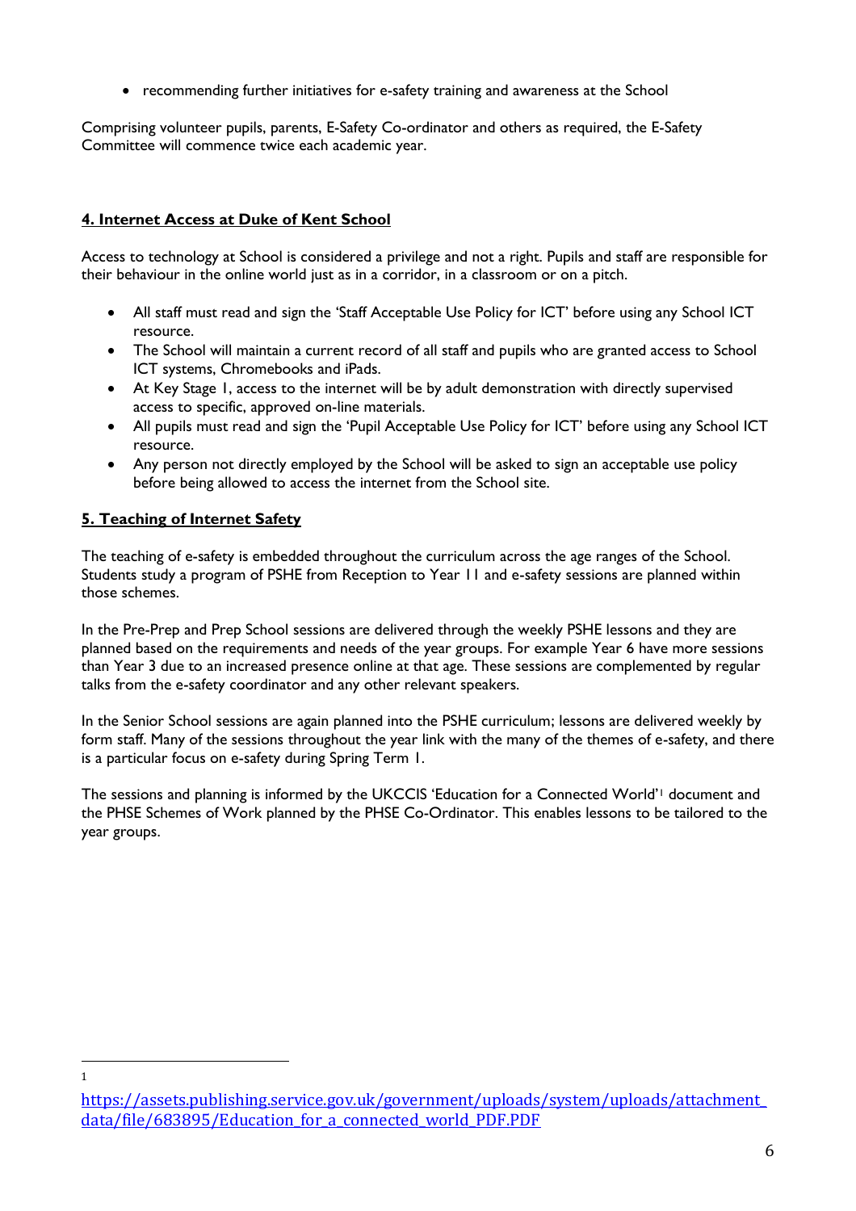- recommending further initiatives for e-safety training and awareness at the School

Comprising volunteer pupils, parents, E-Safety Co-ordinator and others as required, the E-Safety Committee will commence twice each academic year.

## 4. Internet Access at Duke of Kent School

Access to technology at School is considered a privilege and not a right. Pupils and staff are responsible for their behaviour in the online world just as in a corridor, in a classroom or on a pitch.

- All staff must read and sign the 'Staff Acceptable Use Policy for ICT' before using any School ICT resource.
- The School will maintain a current record of all staff and pupils who are granted access to School ICT systems, Chromebooks and iPads.
- At Key Stage 1, access to the internet will be by adult demonstration with directly supervised access to specific, approved on-line materials.
- All pupils must read and sign the 'Pupil Acceptable Use Policy for ICT' before using any School ICT resource.
- Any person not directly employed by the School will be asked to sign an acceptable use policy before being allowed to access the internet from the School site.

## 5. Teaching of Internet Safety

The teaching of e-safety is embedded throughout the curriculum across the age ranges of the School. Students study a program of PSHE from Reception to Year 11 and e-safety sessions are planned within those schemes.

In the Pre-Prep and Prep School sessions are delivered through the weekly PSHE lessons and they are planned based on the requirements and needs of the year groups. For example Year 6 have more sessions than Year 3 due to an increased presence online at that age. These sessions are complemented by regular talks from the e-safety coordinator and any other relevant speakers.

In the Senior School sessions are again planned into the PSHE curriculum; lessons are delivered weekly by form staff. Many of the sessions throughout the year link with the many of the themes of e-safety, and there is a particular focus on e-safety during Spring Term 1.

The sessions and planning is informed by the UKCCIS 'Education for a Connected World'[1] document and the PHSE Schemes of Work planned by the PHSE Co-Ordinator. This enables lessons to be tailored to the year groups.

---

[1] https://assets.publishing.service.gov.uk/government/uploads/system/uploads/attachment_data/file/683895/Education_for_a_connected_world_PDF.PDF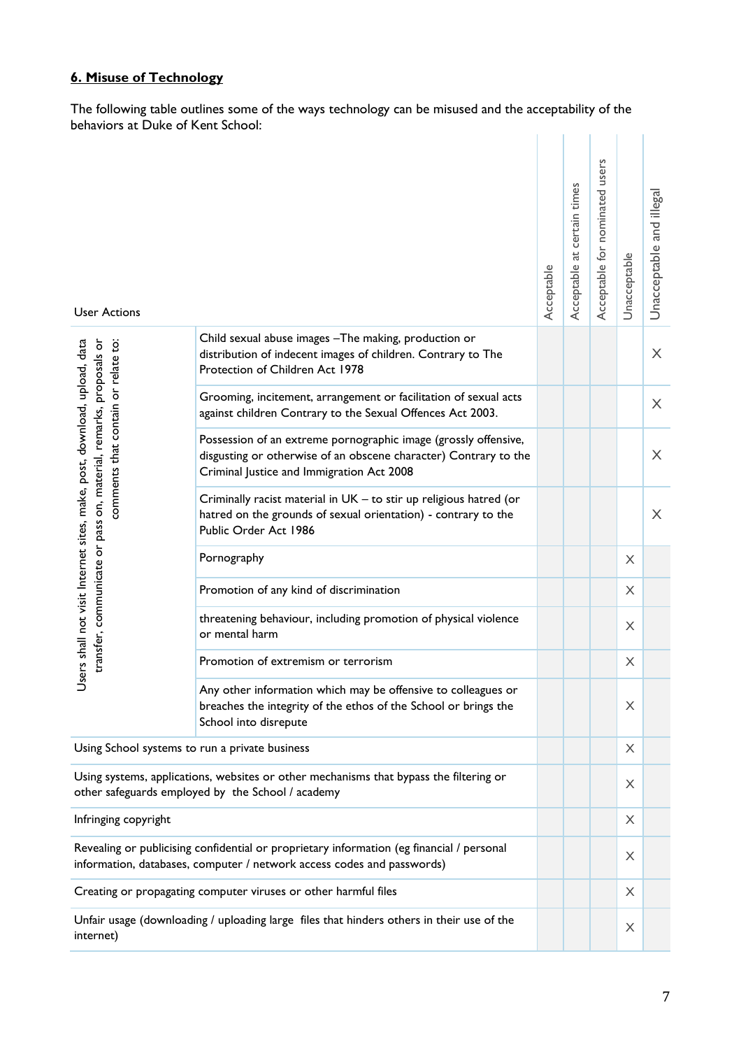## 6. Misuse of Technology

The following table outlines some of the ways technology can be misused and the acceptability of the behaviors at Duke of Kent School:

| User Actions | | Acceptable | Acceptable at certain times | Acceptable for nominated users | Unacceptable | Unacceptable and illegal |
|---|---|---|---|---|---|---|
| Users shall not visit Internet sites, make, post, download, upload, data transfer, communicate or pass on, material, remarks, proposals or comments that contain or relate to: | Child sexual abuse images –The making, production or distribution of indecent images of children. Contrary to The Protection of Children Act 1978 | | | | | X |
| | Grooming, incitement, arrangement or facilitation of sexual acts against children Contrary to the Sexual Offences Act 2003. | | | | | X |
| | Possession of an extreme pornographic image (grossly offensive, disgusting or otherwise of an obscene character) Contrary to the Criminal Justice and Immigration Act 2008 | | | | | X |
| | Criminally racist material in UK – to stir up religious hatred (or hatred on the grounds of sexual orientation) - contrary to the Public Order Act 1986 | | | | | X |
| | Pornography | | | | X | |
| | Promotion of any kind of discrimination | | | | X | |
| | threatening behaviour, including promotion of physical violence or mental harm | | | | X | |
| | Promotion of extremism or terrorism | | | | X | |
| | Any other information which may be offensive to colleagues or breaches the integrity of the ethos of the School or brings the School into disrepute | | | | X | |
| Using School systems to run a private business | | | | | X | |
| Using systems, applications, websites or other mechanisms that bypass the filtering or other safeguards employed by the School / academy | | | | | X | |
| Infringing copyright | | | | | X | |
| Revealing or publicising confidential or proprietary information (eg financial / personal information, databases, computer / network access codes and passwords) | | | | | X | |
| Creating or propagating computer viruses or other harmful files | | | | | X | |
| Unfair usage (downloading / uploading large files that hinders others in their use of the internet) | | | | | X | |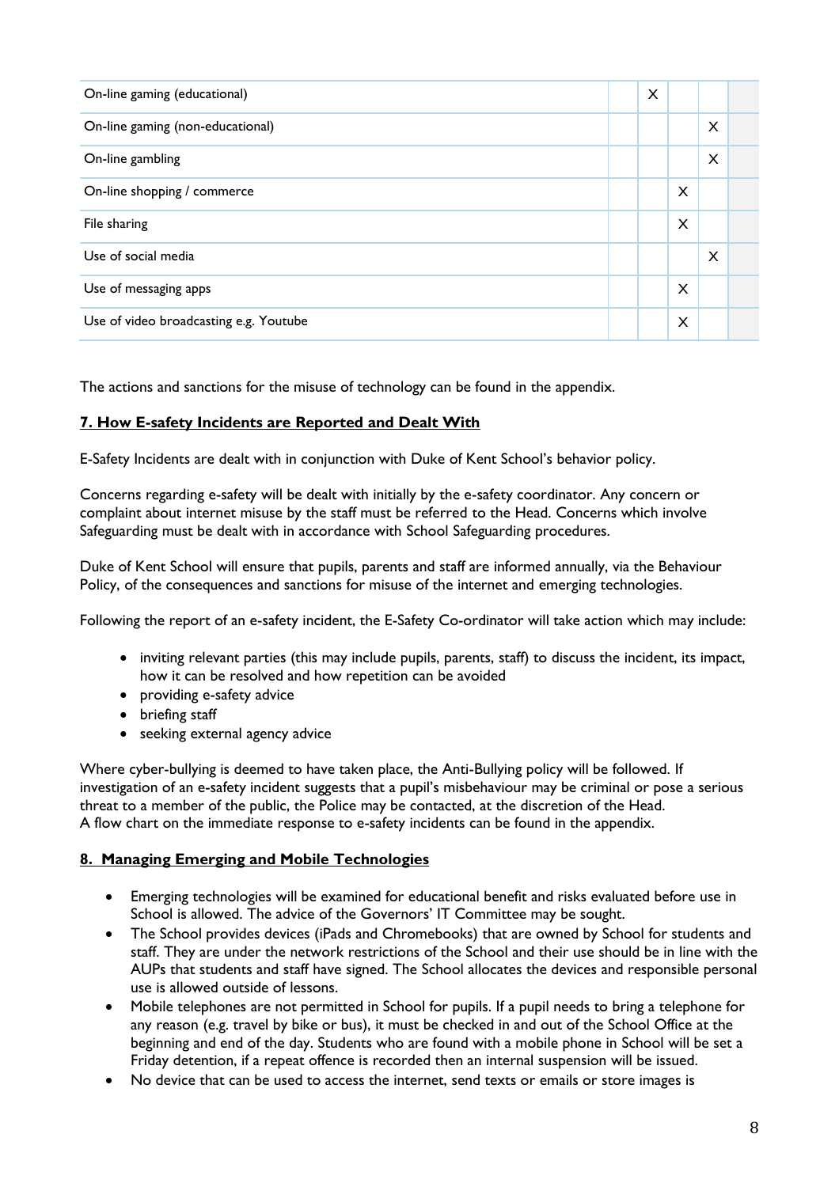| | | | | | |
|---|---|---|---|---|---|
| On-line gaming (educational) | | X | | | |
| On-line gaming (non-educational) | | | | X | |
| On-line gambling | | | | X | |
| On-line shopping / commerce | | | X | | |
| File sharing | | | X | | |
| Use of social media | | | | X | |
| Use of messaging apps | | | X | | |
| Use of video broadcasting e.g. Youtube | | | X | | |

The actions and sanctions for the misuse of technology can be found in the appendix.

## 7. How E-safety Incidents are Reported and Dealt With

E-Safety Incidents are dealt with in conjunction with Duke of Kent School's behavior policy.

Concerns regarding e-safety will be dealt with initially by the e-safety coordinator. Any concern or complaint about internet misuse by the staff must be referred to the Head. Concerns which involve Safeguarding must be dealt with in accordance with School Safeguarding procedures.

Duke of Kent School will ensure that pupils, parents and staff are informed annually, via the Behaviour Policy, of the consequences and sanctions for misuse of the internet and emerging technologies.

Following the report of an e-safety incident, the E-Safety Co-ordinator will take action which may include:

- inviting relevant parties (this may include pupils, parents, staff) to discuss the incident, its impact, how it can be resolved and how repetition can be avoided
- providing e-safety advice
- briefing staff
- seeking external agency advice

Where cyber-bullying is deemed to have taken place, the Anti-Bullying policy will be followed. If investigation of an e-safety incident suggests that a pupil's misbehaviour may be criminal or pose a serious threat to a member of the public, the Police may be contacted, at the discretion of the Head. A flow chart on the immediate response to e-safety incidents can be found in the appendix.

## 8. Managing Emerging and Mobile Technologies

- Emerging technologies will be examined for educational benefit and risks evaluated before use in School is allowed. The advice of the Governors' IT Committee may be sought.
- The School provides devices (iPads and Chromebooks) that are owned by School for students and staff. They are under the network restrictions of the School and their use should be in line with the AUPs that students and staff have signed. The School allocates the devices and responsible personal use is allowed outside of lessons.
- Mobile telephones are not permitted in School for pupils. If a pupil needs to bring a telephone for any reason (e.g. travel by bike or bus), it must be checked in and out of the School Office at the beginning and end of the day. Students who are found with a mobile phone in School will be set a Friday detention, if a repeat offence is recorded then an internal suspension will be issued.
- No device that can be used to access the internet, send texts or emails or store images is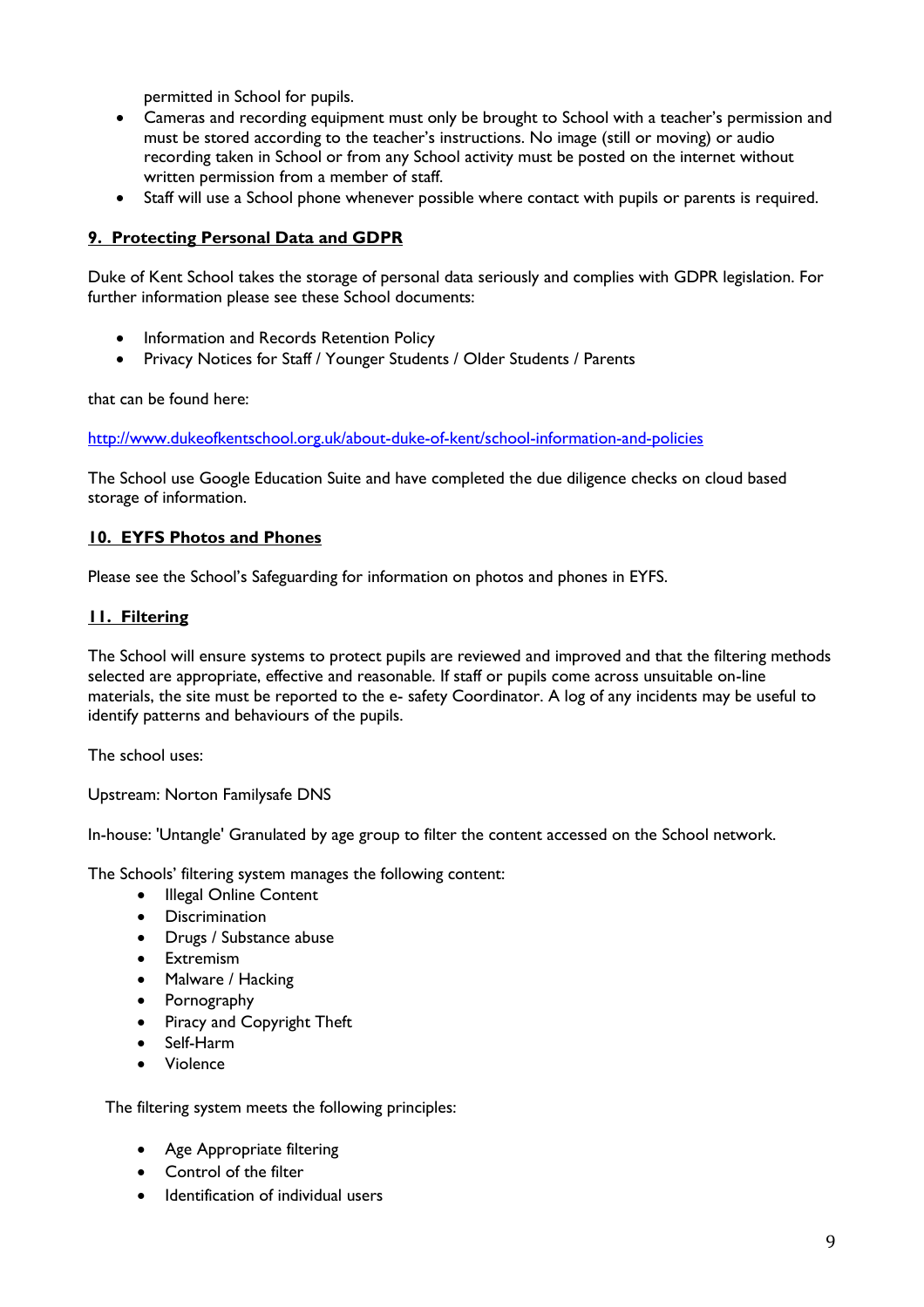permitted in School for pupils.

- Cameras and recording equipment must only be brought to School with a teacher's permission and must be stored according to the teacher's instructions. No image (still or moving) or audio recording taken in School or from any School activity must be posted on the internet without written permission from a member of staff.
- Staff will use a School phone whenever possible where contact with pupils or parents is required.

## 9. Protecting Personal Data and GDPR

Duke of Kent School takes the storage of personal data seriously and complies with GDPR legislation. For further information please see these School documents:

- Information and Records Retention Policy
- Privacy Notices for Staff / Younger Students / Older Students / Parents

that can be found here:

[http://www.dukeofkentschool.org.uk/about-duke-of-kent/school-information-and-policies](http://www.dukeofkentschool.org.uk/about-duke-of-kent/school-information-and-policies)

The School use Google Education Suite and have completed the due diligence checks on cloud based storage of information.

## 10. EYFS Photos and Phones

Please see the School's Safeguarding for information on photos and phones in EYFS.

## 11. Filtering

The School will ensure systems to protect pupils are reviewed and improved and that the filtering methods selected are appropriate, effective and reasonable. If staff or pupils come across unsuitable on-line materials, the site must be reported to the e- safety Coordinator. A log of any incidents may be useful to identify patterns and behaviours of the pupils.

The school uses:

Upstream: Norton Familysafe DNS

In-house: 'Untangle' Granulated by age group to filter the content accessed on the School network.

The Schools' filtering system manages the following content:

- Illegal Online Content
- Discrimination
- Drugs / Substance abuse
- Extremism
- Malware / Hacking
- Pornography
- Piracy and Copyright Theft
- Self-Harm
- Violence

The filtering system meets the following principles:

- Age Appropriate filtering
- Control of the filter
- Identification of individual users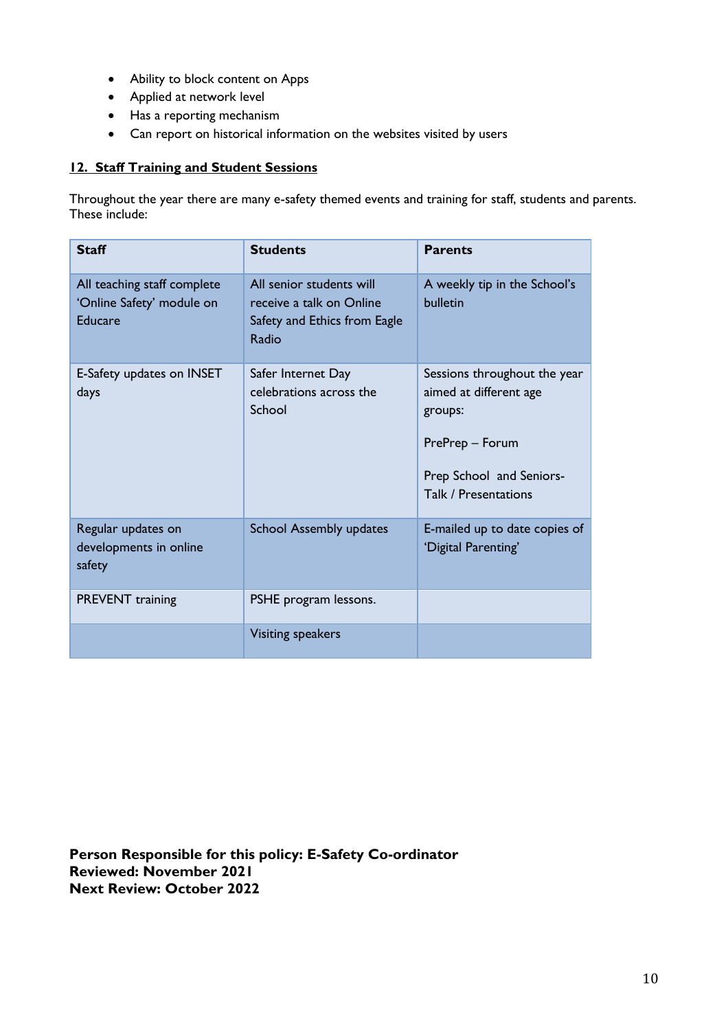- Ability to block content on Apps
- Applied at network level
- Has a reporting mechanism
- Can report on historical information on the websites visited by users

## 12. Staff Training and Student Sessions

Throughout the year there are many e-safety themed events and training for staff, students and parents. These include:

| Staff | Students | Parents |
|---|---|---|
| All teaching staff complete 'Online Safety' module on Educare | All senior students will receive a talk on Online Safety and Ethics from Eagle Radio | A weekly tip in the School's bulletin |
| E-Safety updates on INSET days | Safer Internet Day celebrations across the School | Sessions throughout the year aimed at different age groups:<br><br>PrePrep – Forum<br><br>Prep School and Seniors- Talk / Presentations |
| Regular updates on developments in online safety | School Assembly updates | E-mailed up to date copies of 'Digital Parenting' |
| PREVENT training | PSHE program lessons. | |
| | Visiting speakers | |

**Person Responsible for this policy: E-Safety Co-ordinator**
**Reviewed: November 2021**
**Next Review: October 2022**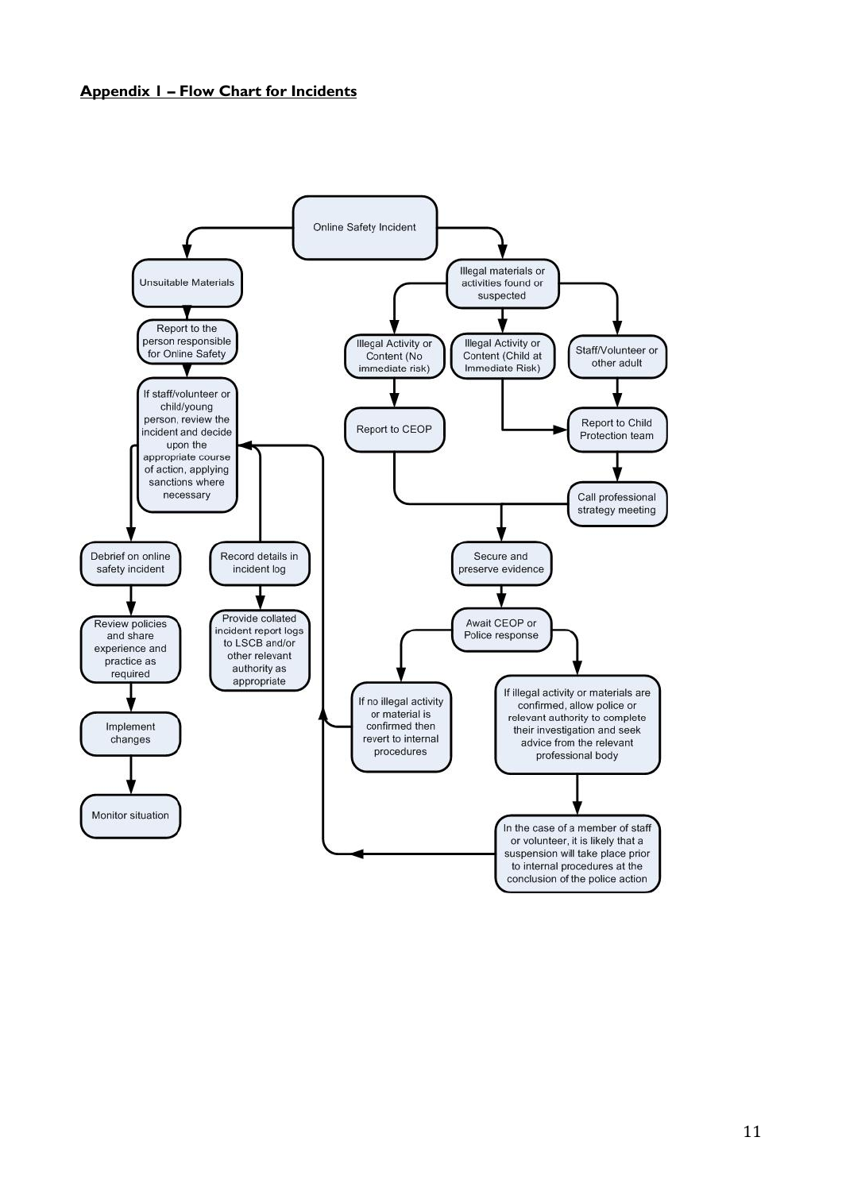**Appendix 1 – Flow Chart for Incidents**

- Online Safety Incident
  - Unsuitable Materials
    - Report to the person responsible for Online Safety
    - If staff/volunteer or child/young person, review the incident and decide upon the appropriate course of action, applying sanctions where necessary
      - Debrief on online safety incident
        - Review policies and share experience and practice as required
        - Implement changes
        - Monitor situation
      - Record details in incident log
        - Provide collated incident report logs to LSCB and/or other relevant authority as appropriate
  - Illegal materials or activities found or suspected
    - Illegal Activity or Content (No immediate risk)
      - Report to CEOP
    - Illegal Activity or Content (Child at Immediate Risk)
      - Report to Child Protection team
    - Staff/Volunteer or other adult
      - Report to Child Protection team
      - Call professional strategy meeting
    - Secure and preserve evidence
    - Await CEOP or Police response
      - If no illegal activity or material is confirmed then revert to internal procedures
      - If illegal activity or materials are confirmed, allow police or relevant authority to complete their investigation and seek advice from the relevant professional body
        - In the case of a member of staff or volunteer, it is likely that a suspension will take place prior to internal procedures at the conclusion of the police action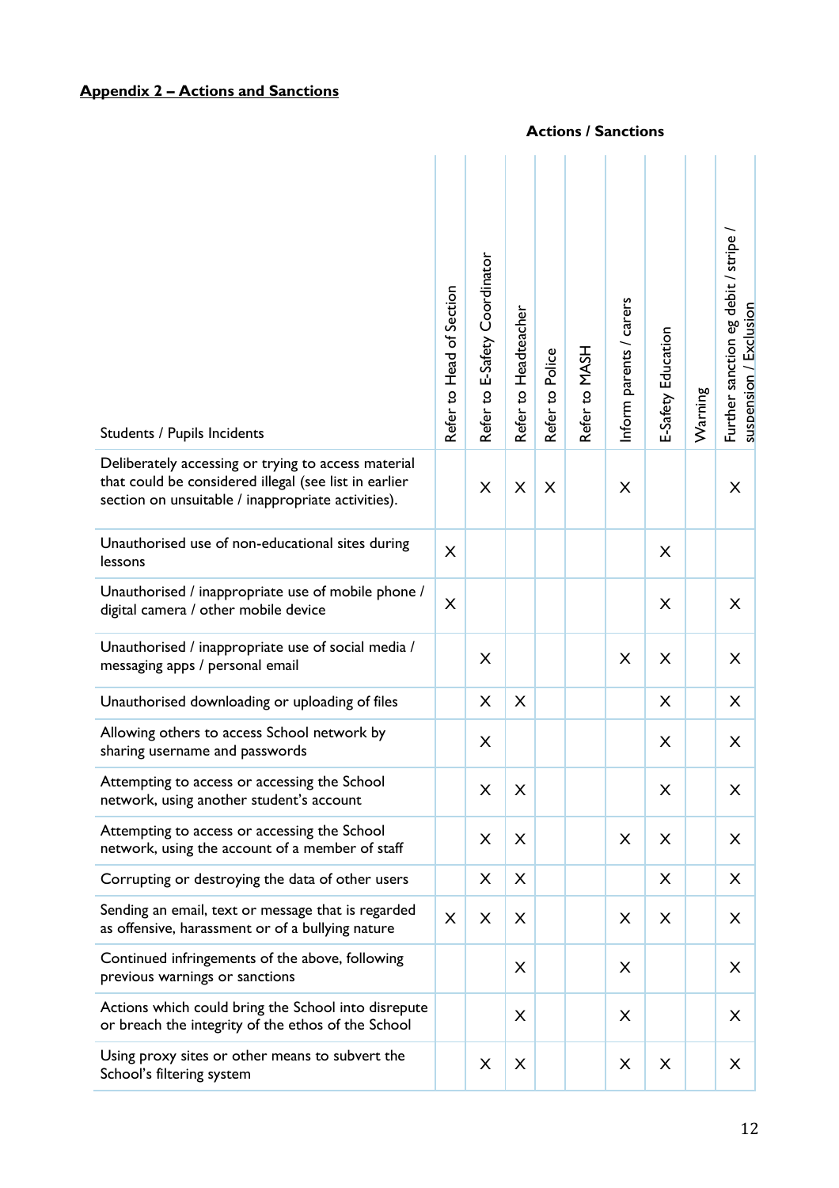**Appendix 2 – Actions and Sanctions**

| Students / Pupils Incidents | Refer to Head of Section | Refer to E-Safety Coordinator | Refer to Headteacher | Refer to Police | Refer to MASH | Inform parents / carers | E-Safety Education | Warning | Further sanction eg debit / stripe / suspension / Exclusion |
|---|---|---|---|---|---|---|---|---|---|
| | **Actions / Sanctions** | | | | | | | | |
| Deliberately accessing or trying to access material that could be considered illegal (see list in earlier section on unsuitable / inappropriate activities). | | X | X | X | | X | | | X |
| Unauthorised use of non-educational sites during lessons | X | | | | | | X | | |
| Unauthorised / inappropriate use of mobile phone / digital camera / other mobile device | X | | | | | | X | | X |
| Unauthorised / inappropriate use of social media / messaging apps / personal email | | X | | | | X | X | | X |
| Unauthorised downloading or uploading of files | | X | X | | | | X | | X |
| Allowing others to access School network by sharing username and passwords | | X | | | | | X | | X |
| Attempting to access or accessing the School network, using another student's account | | X | X | | | | X | | X |
| Attempting to access or accessing the School network, using the account of a member of staff | | X | X | | | X | X | | X |
| Corrupting or destroying the data of other users | | X | X | | | | X | | X |
| Sending an email, text or message that is regarded as offensive, harassment or of a bullying nature | X | X | X | | | X | X | | X |
| Continued infringements of the above, following previous warnings or sanctions | | | X | | | X | | | X |
| Actions which could bring the School into disrepute or breach the integrity of the ethos of the School | | | X | | | X | | | X |
| Using proxy sites or other means to subvert the School's filtering system | | X | X | | | X | X | | X |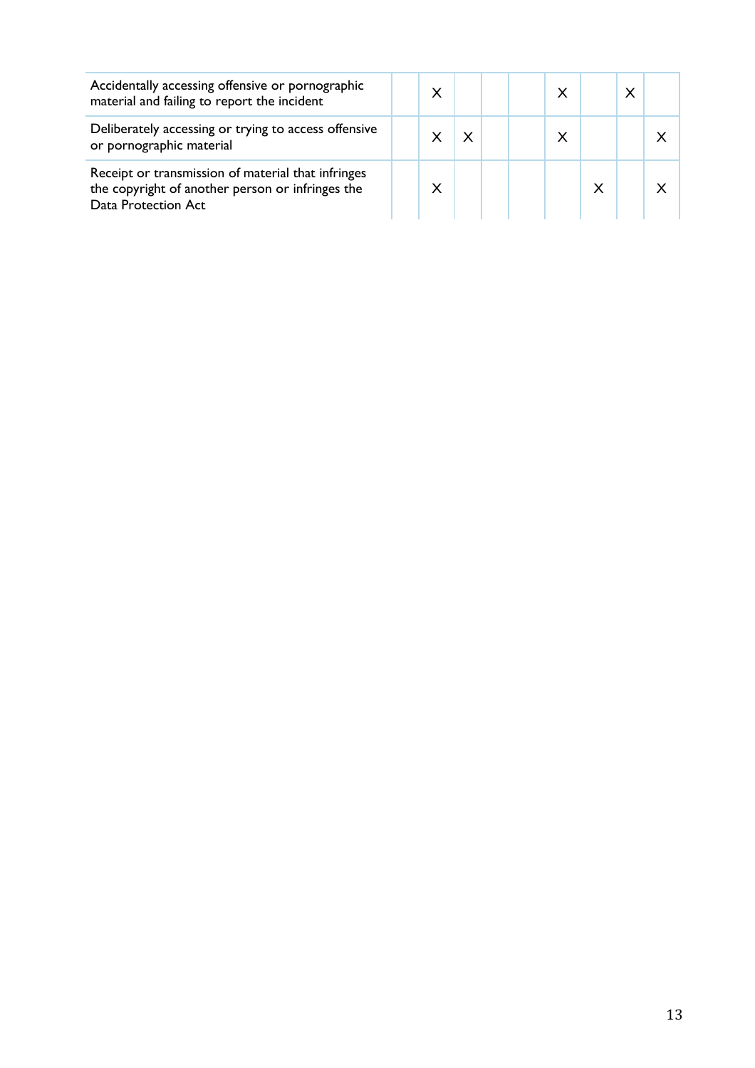| | | | | | | | | | |
|---|---|---|---|---|---|---|---|---|---|
| Accidentally accessing offensive or pornographic material and failing to report the incident | | X | | | | X | | X | |
| Deliberately accessing or trying to access offensive or pornographic material | | X | X | | | X | | | X |
| Receipt or transmission of material that infringes the copyright of another person or infringes the Data Protection Act | | X | | | | | X | | X |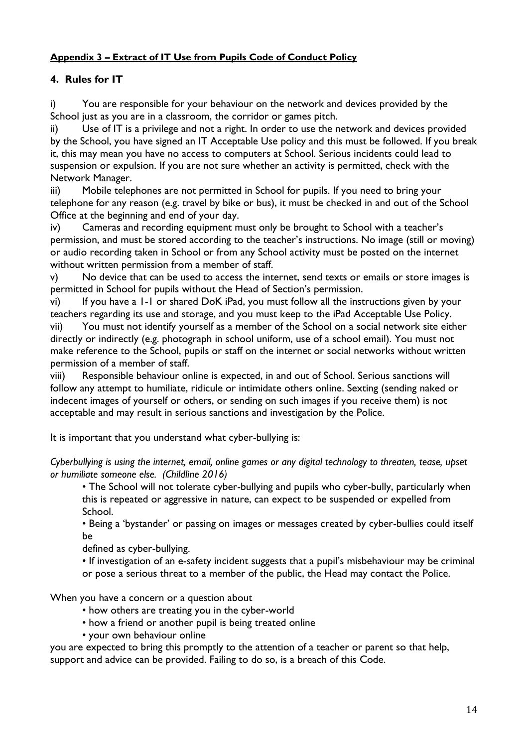**Appendix 3 – Extract of IT Use from Pupils Code of Conduct Policy**

## 4. Rules for IT

i) You are responsible for your behaviour on the network and devices provided by the School just as you are in a classroom, the corridor or games pitch.

ii) Use of IT is a privilege and not a right. In order to use the network and devices provided by the School, you have signed an IT Acceptable Use policy and this must be followed. If you break it, this may mean you have no access to computers at School. Serious incidents could lead to suspension or expulsion. If you are not sure whether an activity is permitted, check with the Network Manager.

iii) Mobile telephones are not permitted in School for pupils. If you need to bring your telephone for any reason (e.g. travel by bike or bus), it must be checked in and out of the School Office at the beginning and end of your day.

iv) Cameras and recording equipment must only be brought to School with a teacher's permission, and must be stored according to the teacher's instructions. No image (still or moving) or audio recording taken in School or from any School activity must be posted on the internet without written permission from a member of staff.

v) No device that can be used to access the internet, send texts or emails or store images is permitted in School for pupils without the Head of Section's permission.

vi) If you have a 1-1 or shared DoK iPad, you must follow all the instructions given by your teachers regarding its use and storage, and you must keep to the iPad Acceptable Use Policy.

vii) You must not identify yourself as a member of the School on a social network site either directly or indirectly (e.g. photograph in school uniform, use of a school email). You must not make reference to the School, pupils or staff on the internet or social networks without written permission of a member of staff.

viii) Responsible behaviour online is expected, in and out of School. Serious sanctions will follow any attempt to humiliate, ridicule or intimidate others online. Sexting (sending naked or indecent images of yourself or others, or sending on such images if you receive them) is not acceptable and may result in serious sanctions and investigation by the Police.

It is important that you understand what cyber-bullying is:

*Cyberbullying is using the internet, email, online games or any digital technology to threaten, tease, upset or humiliate someone else. (Childline 2016)*

- The School will not tolerate cyber-bullying and pupils who cyber-bully, particularly when this is repeated or aggressive in nature, can expect to be suspended or expelled from School.
- Being a 'bystander' or passing on images or messages created by cyber-bullies could itself be defined as cyber-bullying.
- If investigation of an e-safety incident suggests that a pupil's misbehaviour may be criminal or pose a serious threat to a member of the public, the Head may contact the Police.

When you have a concern or a question about

- how others are treating you in the cyber-world
- how a friend or another pupil is being treated online
- your own behaviour online

you are expected to bring this promptly to the attention of a teacher or parent so that help, support and advice can be provided. Failing to do so, is a breach of this Code.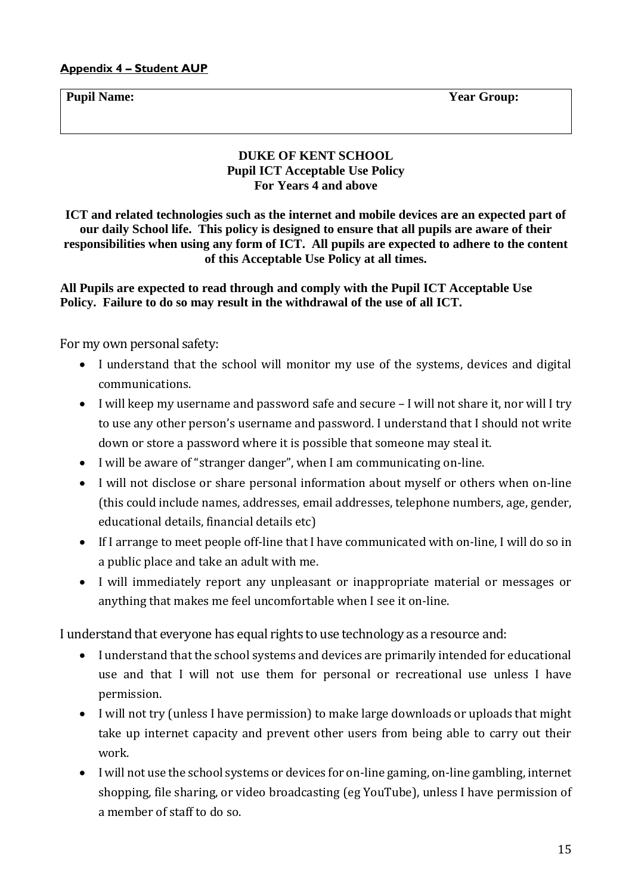**Appendix 4 – Student AUP**

| **Pupil Name:** | **Year Group:** |
| --- | --- |
| | |

**DUKE OF KENT SCHOOL**
**Pupil ICT Acceptable Use Policy**
**For Years 4 and above**

**ICT and related technologies such as the internet and mobile devices are an expected part of our daily School life. This policy is designed to ensure that all pupils are aware of their responsibilities when using any form of ICT. All pupils are expected to adhere to the content of this Acceptable Use Policy at all times.**

**All Pupils are expected to read through and comply with the Pupil ICT Acceptable Use Policy. Failure to do so may result in the withdrawal of the use of all ICT.**

For my own personal safety:

- I understand that the school will monitor my use of the systems, devices and digital communications.
- I will keep my username and password safe and secure – I will not share it, nor will I try to use any other person's username and password. I understand that I should not write down or store a password where it is possible that someone may steal it.
- I will be aware of "stranger danger", when I am communicating on-line.
- I will not disclose or share personal information about myself or others when on-line (this could include names, addresses, email addresses, telephone numbers, age, gender, educational details, financial details etc)
- If I arrange to meet people off-line that I have communicated with on-line, I will do so in a public place and take an adult with me.
- I will immediately report any unpleasant or inappropriate material or messages or anything that makes me feel uncomfortable when I see it on-line.

I understand that everyone has equal rights to use technology as a resource and:

- I understand that the school systems and devices are primarily intended for educational use and that I will not use them for personal or recreational use unless I have permission.
- I will not try (unless I have permission) to make large downloads or uploads that might take up internet capacity and prevent other users from being able to carry out their work.
- I will not use the school systems or devices for on-line gaming, on-line gambling, internet shopping, file sharing, or video broadcasting (eg YouTube), unless I have permission of a member of staff to do so.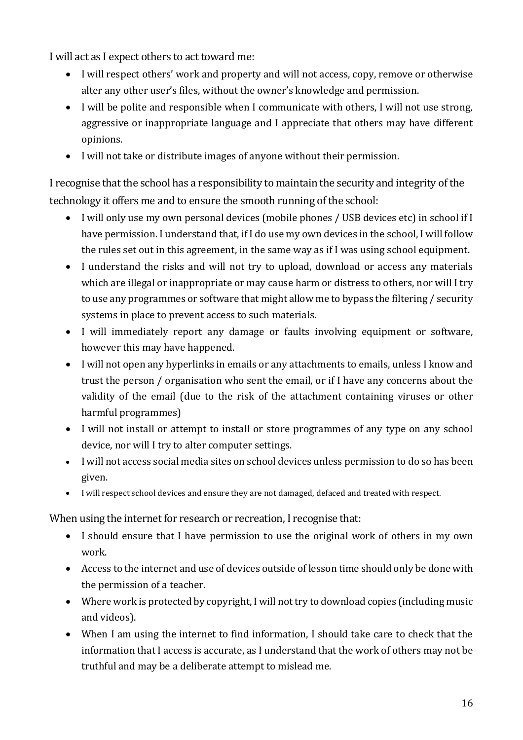I will act as I expect others to act toward me:

- I will respect others' work and property and will not access, copy, remove or otherwise alter any other user's files, without the owner's knowledge and permission.
- I will be polite and responsible when I communicate with others, I will not use strong, aggressive or inappropriate language and I appreciate that others may have different opinions.
- I will not take or distribute images of anyone without their permission.

I recognise that the school has a responsibility to maintain the security and integrity of the technology it offers me and to ensure the smooth running of the school:

- I will only use my own personal devices (mobile phones / USB devices etc) in school if I have permission. I understand that, if I do use my own devices in the school, I will follow the rules set out in this agreement, in the same way as if I was using school equipment.
- I understand the risks and will not try to upload, download or access any materials which are illegal or inappropriate or may cause harm or distress to others, nor will I try to use any programmes or software that might allow me to bypass the filtering / security systems in place to prevent access to such materials.
- I will immediately report any damage or faults involving equipment or software, however this may have happened.
- I will not open any hyperlinks in emails or any attachments to emails, unless I know and trust the person / organisation who sent the email, or if I have any concerns about the validity of the email (due to the risk of the attachment containing viruses or other harmful programmes)
- I will not install or attempt to install or store programmes of any type on any school device, nor will I try to alter computer settings.
- I will not access social media sites on school devices unless permission to do so has been given.
- I will respect school devices and ensure they are not damaged, defaced and treated with respect.

When using the internet for research or recreation, I recognise that:

- I should ensure that I have permission to use the original work of others in my own work.
- Access to the internet and use of devices outside of lesson time should only be done with the permission of a teacher.
- Where work is protected by copyright, I will not try to download copies (including music and videos).
- When I am using the internet to find information, I should take care to check that the information that I access is accurate, as I understand that the work of others may not be truthful and may be a deliberate attempt to mislead me.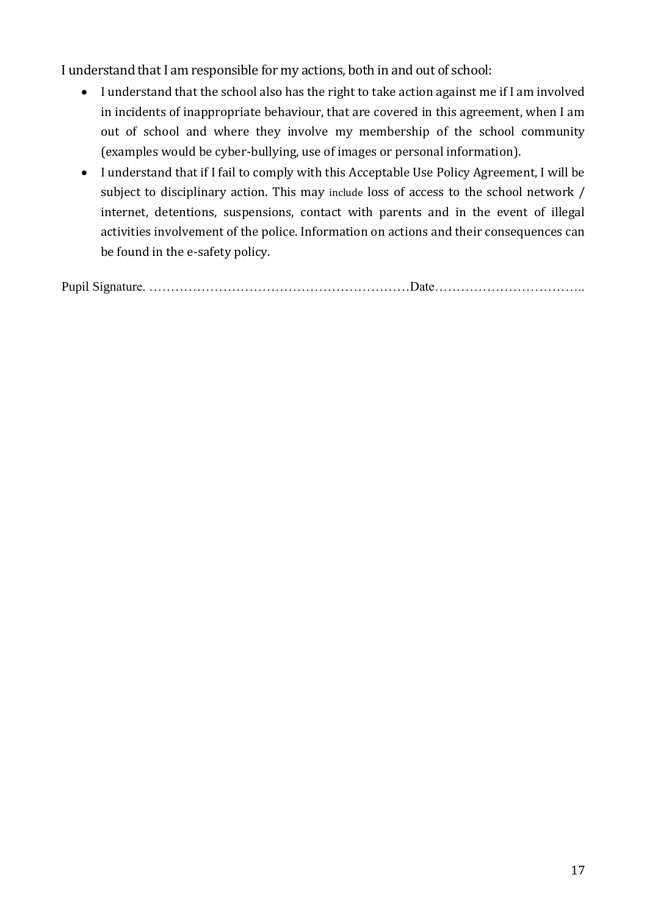I understand that I am responsible for my actions, both in and out of school:

- I understand that the school also has the right to take action against me if I am involved in incidents of inappropriate behaviour, that are covered in this agreement, when I am out of school and where they involve my membership of the school community (examples would be cyber-bullying, use of images or personal information).
- I understand that if I fail to comply with this Acceptable Use Policy Agreement, I will be subject to disciplinary action. This may include loss of access to the school network / internet, detentions, suspensions, contact with parents and in the event of illegal activities involvement of the police. Information on actions and their consequences can be found in the e-safety policy.

Pupil Signature. ………………………………………………………Date……………………………..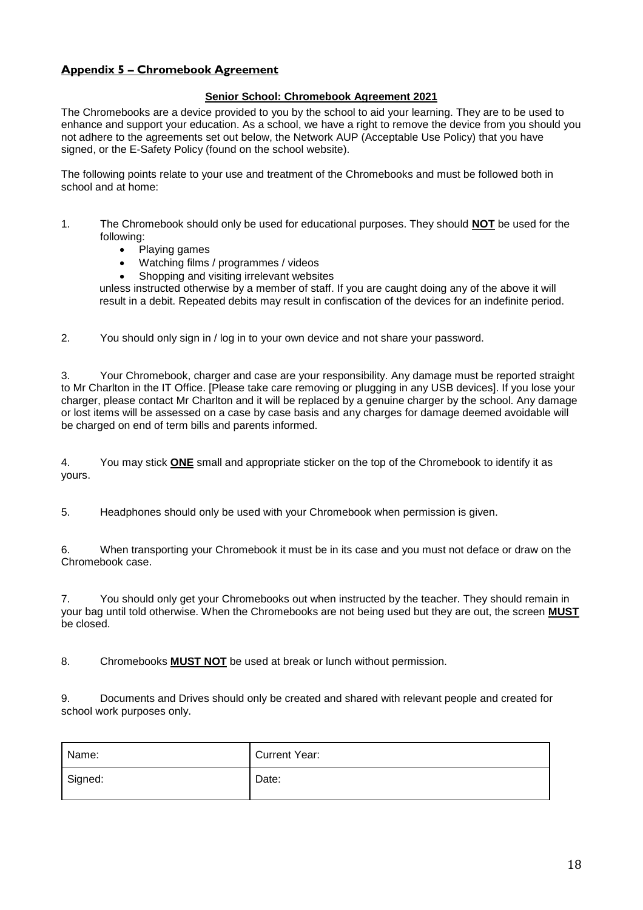## **Appendix 5 – Chromebook Agreement**

**Senior School: Chromebook Agreement 2021**

The Chromebooks are a device provided to you by the school to aid your learning. They are to be used to enhance and support your education. As a school, we have a right to remove the device from you should you not adhere to the agreements set out below, the Network AUP (Acceptable Use Policy) that you have signed, or the E-Safety Policy (found on the school website).

The following points relate to your use and treatment of the Chromebooks and must be followed both in school and at home:

1. The Chromebook should only be used for educational purposes. They should **NOT** be used for the following:
   - Playing games
   - Watching films / programmes / videos
   - Shopping and visiting irrelevant websites

   unless instructed otherwise by a member of staff. If you are caught doing any of the above it will result in a debit. Repeated debits may result in confiscation of the devices for an indefinite period.

2. You should only sign in / log in to your own device and not share your password.

3. Your Chromebook, charger and case are your responsibility. Any damage must be reported straight to Mr Charlton in the IT Office. [Please take care removing or plugging in any USB devices]. If you lose your charger, please contact Mr Charlton and it will be replaced by a genuine charger by the school. Any damage or lost items will be assessed on a case by case basis and any charges for damage deemed avoidable will be charged on end of term bills and parents informed.

4. You may stick **ONE** small and appropriate sticker on the top of the Chromebook to identify it as yours.

5. Headphones should only be used with your Chromebook when permission is given.

6. When transporting your Chromebook it must be in its case and you must not deface or draw on the Chromebook case.

7. You should only get your Chromebooks out when instructed by the teacher. They should remain in your bag until told otherwise. When the Chromebooks are not being used but they are out, the screen **MUST** be closed.

8. Chromebooks **MUST NOT** be used at break or lunch without permission.

9. Documents and Drives should only be created and shared with relevant people and created for school work purposes only.

| | |
|---|---|
| Name: | Current Year: |
| Signed: | Date: |